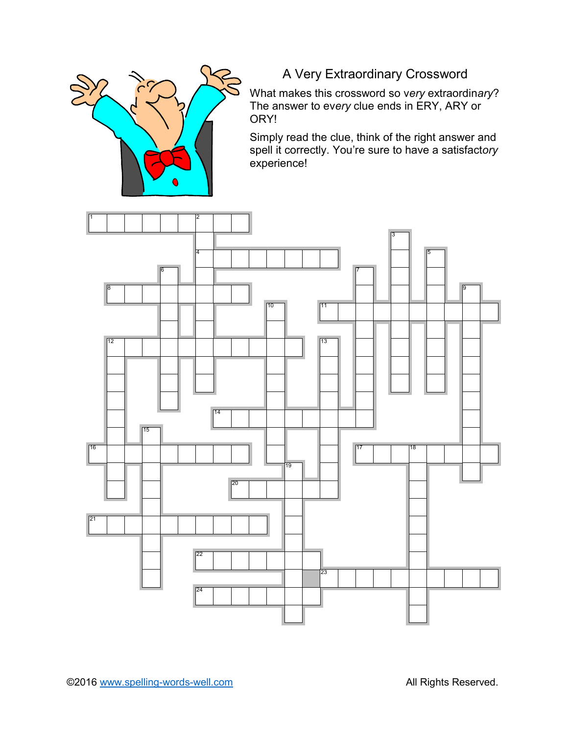# A Very Extraordinary Crossword

What makes this crossword so v*ery* extraordin*ary*? The answer to ev*ery* clue ends in ERY, ARY or ORY!

Simply read the clue, think of the right answer and spell it correctly. You're sure to have a satisfact*ory* experience!

©2016 www.spelling-words-well.com All Rights Reserved.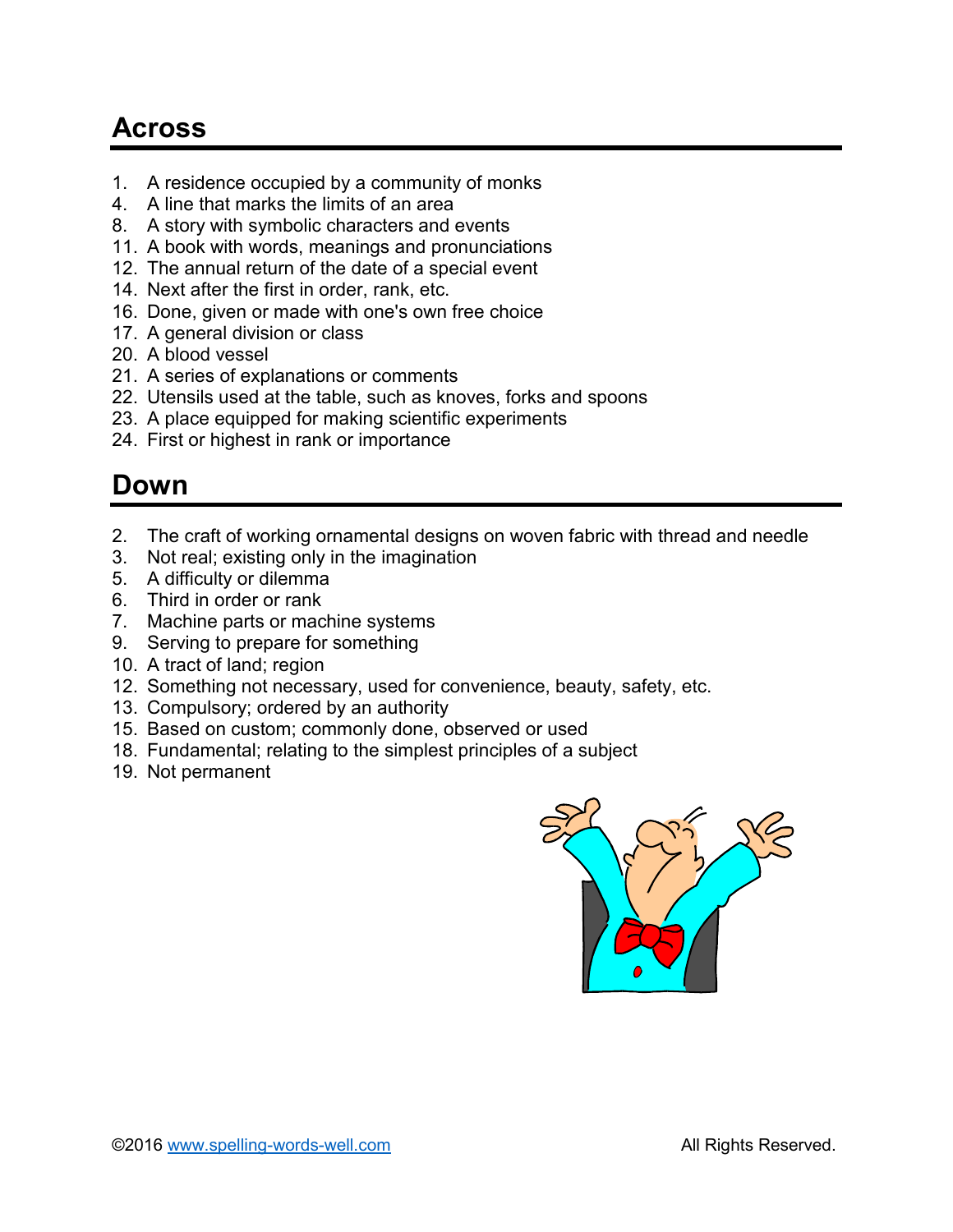## Across

1. A residence occupied by a community of monks
4. A line that marks the limits of an area
8. A story with symbolic characters and events
11. A book with words, meanings and pronunciations
12. The annual return of the date of a special event
14. Next after the first in order, rank, etc.
16. Done, given or made with one's own free choice
17. A general division or class
20. A blood vessel
21. A series of explanations or comments
22. Utensils used at the table, such as knoves, forks and spoons
23. A place equipped for making scientific experiments
24. First or highest in rank or importance

## Down

2. The craft of working ornamental designs on woven fabric with thread and needle
3. Not real; existing only in the imagination
5. A difficulty or dilemma
6. Third in order or rank
7. Machine parts or machine systems
9. Serving to prepare for something
10. A tract of land; region
12. Something not necessary, used for convenience, beauty, safety, etc.
13. Compulsory; ordered by an authority
15. Based on custom; commonly done, observed or used
18. Fundamental; relating to the simplest principles of a subject
19. Not permanent

©2016 www.spelling-words-well.com All Rights Reserved.